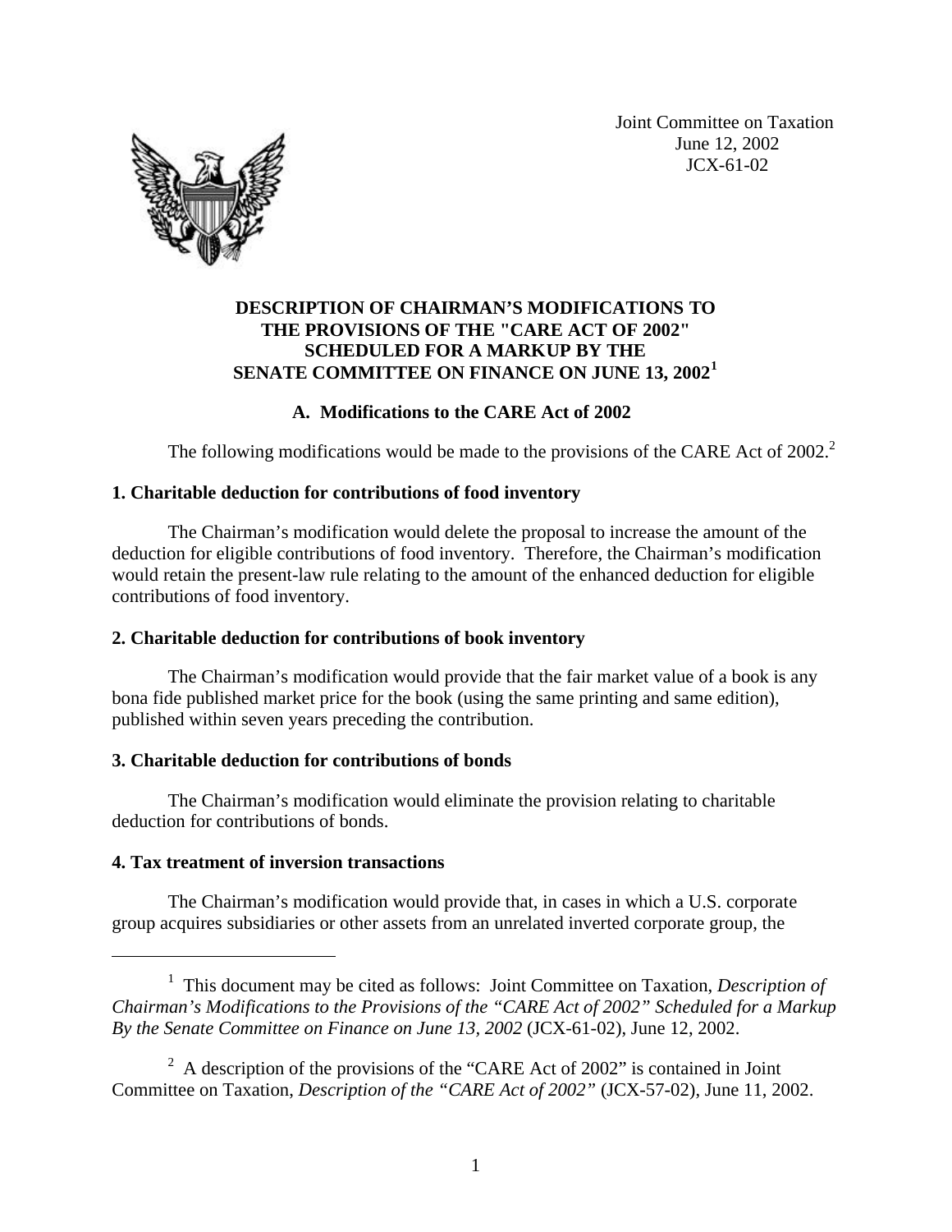Joint Committee on Taxation
June 12, 2002
JCX-61-02

# DESCRIPTION OF CHAIRMAN'S MODIFICATIONS TO THE PROVISIONS OF THE "CARE ACT OF 2002" SCHEDULED FOR A MARKUP BY THE SENATE COMMITTEE ON FINANCE ON JUNE 13, 2002[1]

## A. Modifications to the CARE Act of 2002

The following modifications would be made to the provisions of the CARE Act of 2002.[2]

### 1. Charitable deduction for contributions of food inventory

The Chairman's modification would delete the proposal to increase the amount of the deduction for eligible contributions of food inventory. Therefore, the Chairman's modification would retain the present-law rule relating to the amount of the enhanced deduction for eligible contributions of food inventory.

### 2. Charitable deduction for contributions of book inventory

The Chairman's modification would provide that the fair market value of a book is any bona fide published market price for the book (using the same printing and same edition), published within seven years preceding the contribution.

### 3. Charitable deduction for contributions of bonds

The Chairman's modification would eliminate the provision relating to charitable deduction for contributions of bonds.

### 4. Tax treatment of inversion transactions

The Chairman's modification would provide that, in cases in which a U.S. corporate group acquires subsidiaries or other assets from an unrelated inverted corporate group, the

---

[1] This document may be cited as follows: Joint Committee on Taxation, *Description of Chairman's Modifications to the Provisions of the "CARE Act of 2002" Scheduled for a Markup By the Senate Committee on Finance on June 13, 2002* (JCX-61-02), June 12, 2002.

[2] A description of the provisions of the "CARE Act of 2002" is contained in Joint Committee on Taxation, *Description of the "CARE Act of 2002"* (JCX-57-02), June 11, 2002.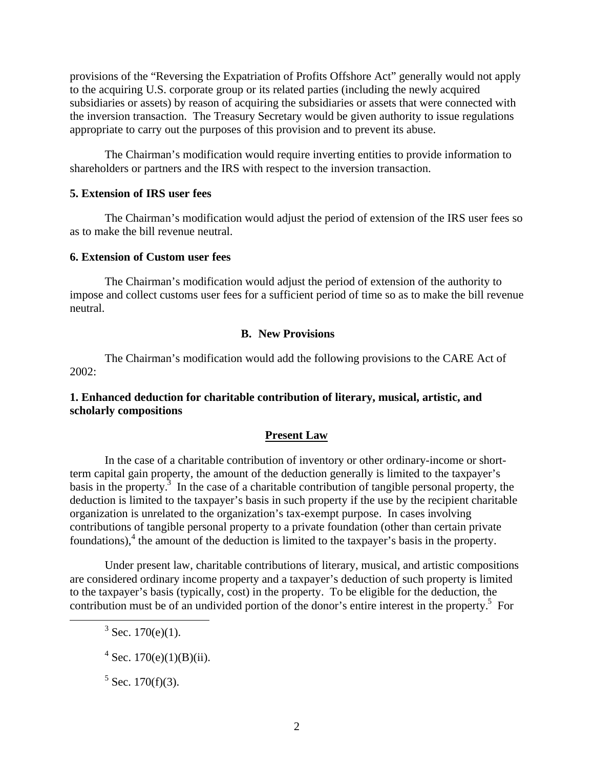provisions of the "Reversing the Expatriation of Profits Offshore Act" generally would not apply to the acquiring U.S. corporate group or its related parties (including the newly acquired subsidiaries or assets) by reason of acquiring the subsidiaries or assets that were connected with the inversion transaction. The Treasury Secretary would be given authority to issue regulations appropriate to carry out the purposes of this provision and to prevent its abuse.

The Chairman's modification would require inverting entities to provide information to shareholders or partners and the IRS with respect to the inversion transaction.

**5. Extension of IRS user fees**

The Chairman's modification would adjust the period of extension of the IRS user fees so as to make the bill revenue neutral.

**6. Extension of Custom user fees**

The Chairman's modification would adjust the period of extension of the authority to impose and collect customs user fees for a sufficient period of time so as to make the bill revenue neutral.

## B. New Provisions

The Chairman's modification would add the following provisions to the CARE Act of 2002:

**1. Enhanced deduction for charitable contribution of literary, musical, artistic, and scholarly compositions**

**Present Law**

In the case of a charitable contribution of inventory or other ordinary-income or short-term capital gain property, the amount of the deduction generally is limited to the taxpayer's basis in the property.[3] In the case of a charitable contribution of tangible personal property, the deduction is limited to the taxpayer's basis in such property if the use by the recipient charitable organization is unrelated to the organization's tax-exempt purpose. In cases involving contributions of tangible personal property to a private foundation (other than certain private foundations),[4] the amount of the deduction is limited to the taxpayer's basis in the property.

Under present law, charitable contributions of literary, musical, and artistic compositions are considered ordinary income property and a taxpayer's deduction of such property is limited to the taxpayer's basis (typically, cost) in the property. To be eligible for the deduction, the contribution must be of an undivided portion of the donor's entire interest in the property.[5] For

[3] Sec. 170(e)(1).

[4] Sec. 170(e)(1)(B)(ii).

[5] Sec. 170(f)(3).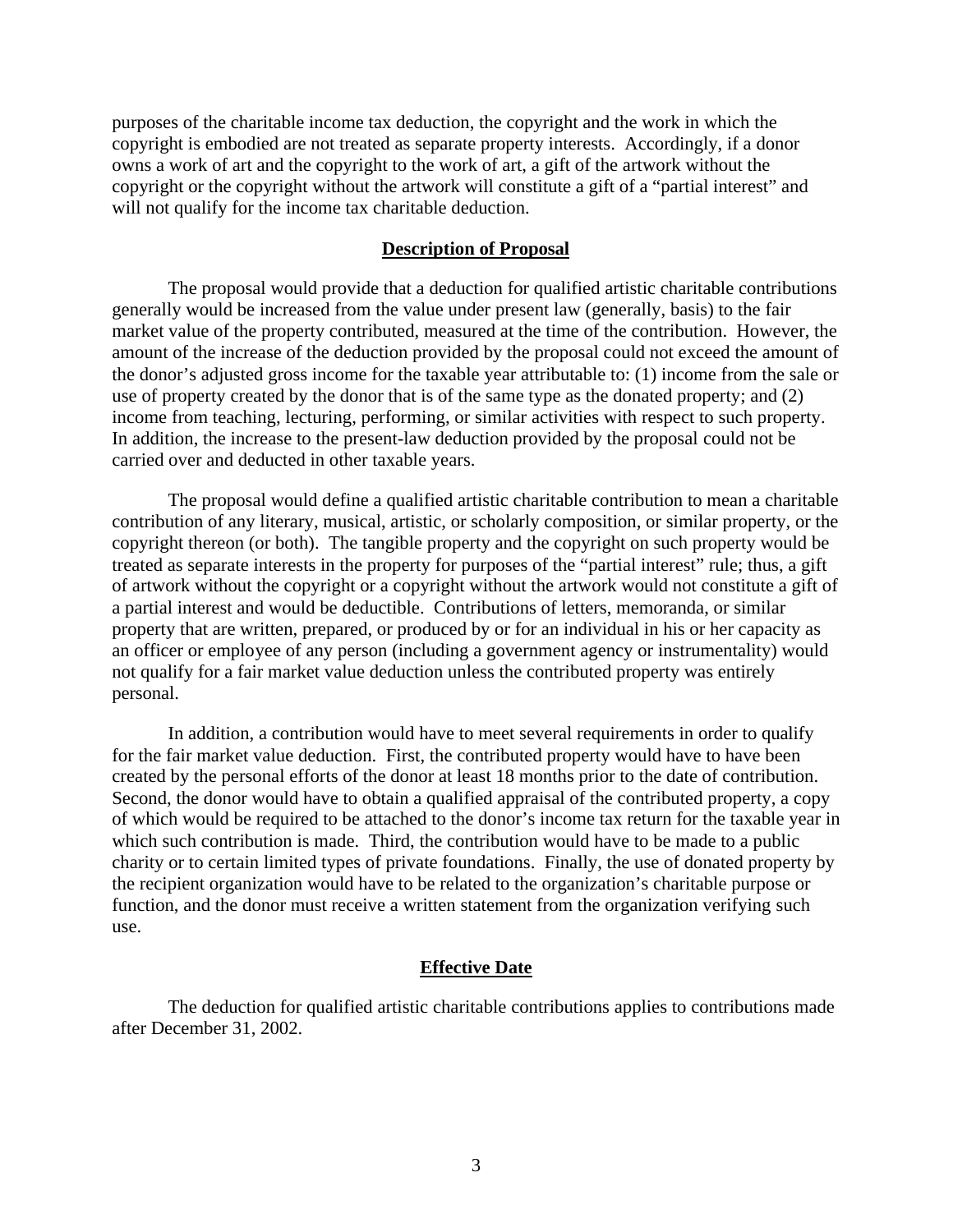purposes of the charitable income tax deduction, the copyright and the work in which the copyright is embodied are not treated as separate property interests. Accordingly, if a donor owns a work of art and the copyright to the work of art, a gift of the artwork without the copyright or the copyright without the artwork will constitute a gift of a "partial interest" and will not qualify for the income tax charitable deduction.

## Description of Proposal

The proposal would provide that a deduction for qualified artistic charitable contributions generally would be increased from the value under present law (generally, basis) to the fair market value of the property contributed, measured at the time of the contribution. However, the amount of the increase of the deduction provided by the proposal could not exceed the amount of the donor's adjusted gross income for the taxable year attributable to: (1) income from the sale or use of property created by the donor that is of the same type as the donated property; and (2) income from teaching, lecturing, performing, or similar activities with respect to such property. In addition, the increase to the present-law deduction provided by the proposal could not be carried over and deducted in other taxable years.

The proposal would define a qualified artistic charitable contribution to mean a charitable contribution of any literary, musical, artistic, or scholarly composition, or similar property, or the copyright thereon (or both). The tangible property and the copyright on such property would be treated as separate interests in the property for purposes of the "partial interest" rule; thus, a gift of artwork without the copyright or a copyright without the artwork would not constitute a gift of a partial interest and would be deductible. Contributions of letters, memoranda, or similar property that are written, prepared, or produced by or for an individual in his or her capacity as an officer or employee of any person (including a government agency or instrumentality) would not qualify for a fair market value deduction unless the contributed property was entirely personal.

In addition, a contribution would have to meet several requirements in order to qualify for the fair market value deduction. First, the contributed property would have to have been created by the personal efforts of the donor at least 18 months prior to the date of contribution. Second, the donor would have to obtain a qualified appraisal of the contributed property, a copy of which would be required to be attached to the donor's income tax return for the taxable year in which such contribution is made. Third, the contribution would have to be made to a public charity or to certain limited types of private foundations. Finally, the use of donated property by the recipient organization would have to be related to the organization's charitable purpose or function, and the donor must receive a written statement from the organization verifying such use.

## Effective Date

The deduction for qualified artistic charitable contributions applies to contributions made after December 31, 2002.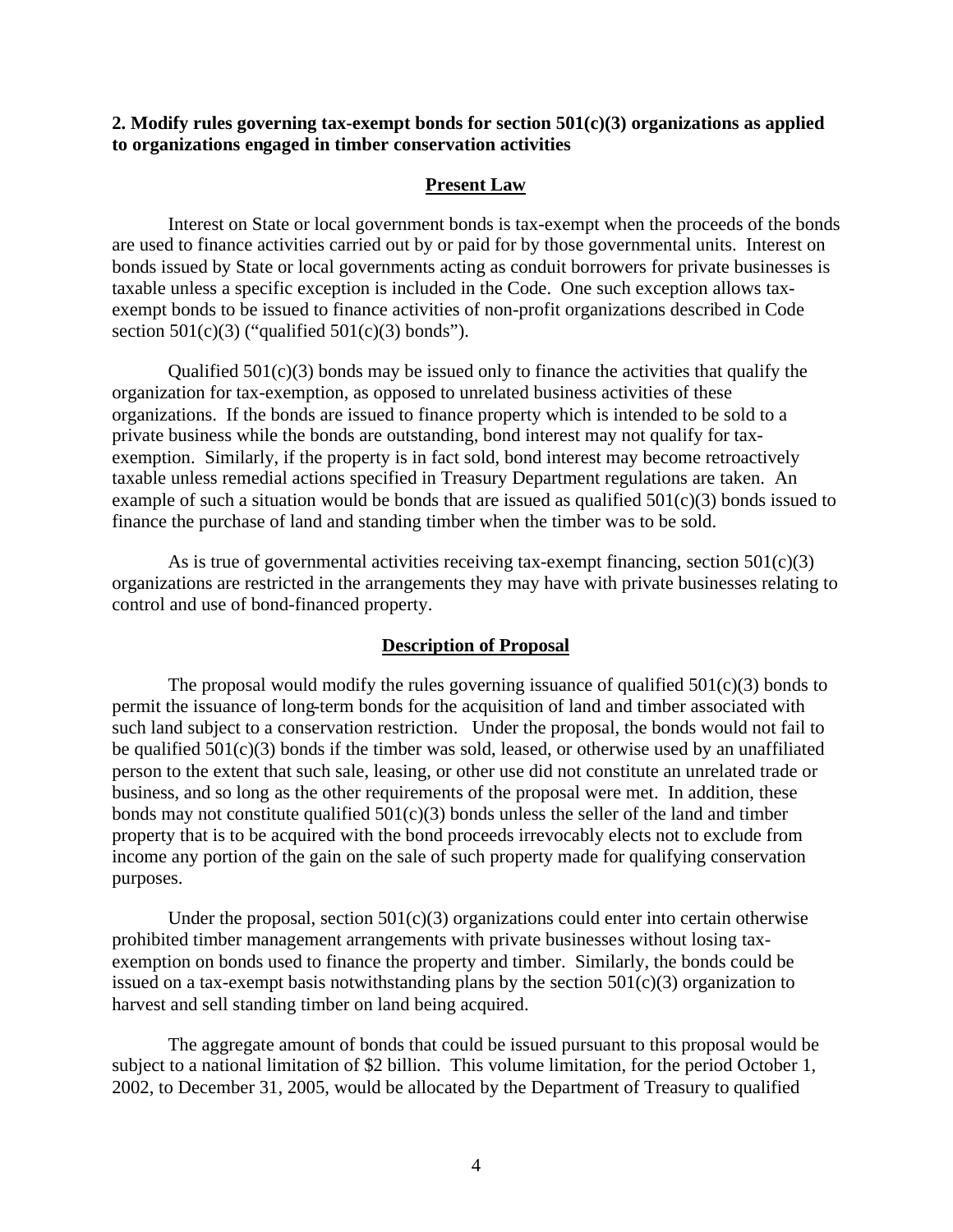**2. Modify rules governing tax-exempt bonds for section 501(c)(3) organizations as applied to organizations engaged in timber conservation activities**

**Present Law**

Interest on State or local government bonds is tax-exempt when the proceeds of the bonds are used to finance activities carried out by or paid for by those governmental units. Interest on bonds issued by State or local governments acting as conduit borrowers for private businesses is taxable unless a specific exception is included in the Code. One such exception allows tax-exempt bonds to be issued to finance activities of non-profit organizations described in Code section 501(c)(3) ("qualified 501(c)(3) bonds").

Qualified 501(c)(3) bonds may be issued only to finance the activities that qualify the organization for tax-exemption, as opposed to unrelated business activities of these organizations. If the bonds are issued to finance property which is intended to be sold to a private business while the bonds are outstanding, bond interest may not qualify for tax-exemption. Similarly, if the property is in fact sold, bond interest may become retroactively taxable unless remedial actions specified in Treasury Department regulations are taken. An example of such a situation would be bonds that are issued as qualified 501(c)(3) bonds issued to finance the purchase of land and standing timber when the timber was to be sold.

As is true of governmental activities receiving tax-exempt financing, section 501(c)(3) organizations are restricted in the arrangements they may have with private businesses relating to control and use of bond-financed property.

**Description of Proposal**

The proposal would modify the rules governing issuance of qualified 501(c)(3) bonds to permit the issuance of long-term bonds for the acquisition of land and timber associated with such land subject to a conservation restriction. Under the proposal, the bonds would not fail to be qualified 501(c)(3) bonds if the timber was sold, leased, or otherwise used by an unaffiliated person to the extent that such sale, leasing, or other use did not constitute an unrelated trade or business, and so long as the other requirements of the proposal were met. In addition, these bonds may not constitute qualified 501(c)(3) bonds unless the seller of the land and timber property that is to be acquired with the bond proceeds irrevocably elects not to exclude from income any portion of the gain on the sale of such property made for qualifying conservation purposes.

Under the proposal, section 501(c)(3) organizations could enter into certain otherwise prohibited timber management arrangements with private businesses without losing tax-exemption on bonds used to finance the property and timber. Similarly, the bonds could be issued on a tax-exempt basis notwithstanding plans by the section 501(c)(3) organization to harvest and sell standing timber on land being acquired.

The aggregate amount of bonds that could be issued pursuant to this proposal would be subject to a national limitation of $2 billion. This volume limitation, for the period October 1, 2002, to December 31, 2005, would be allocated by the Department of Treasury to qualified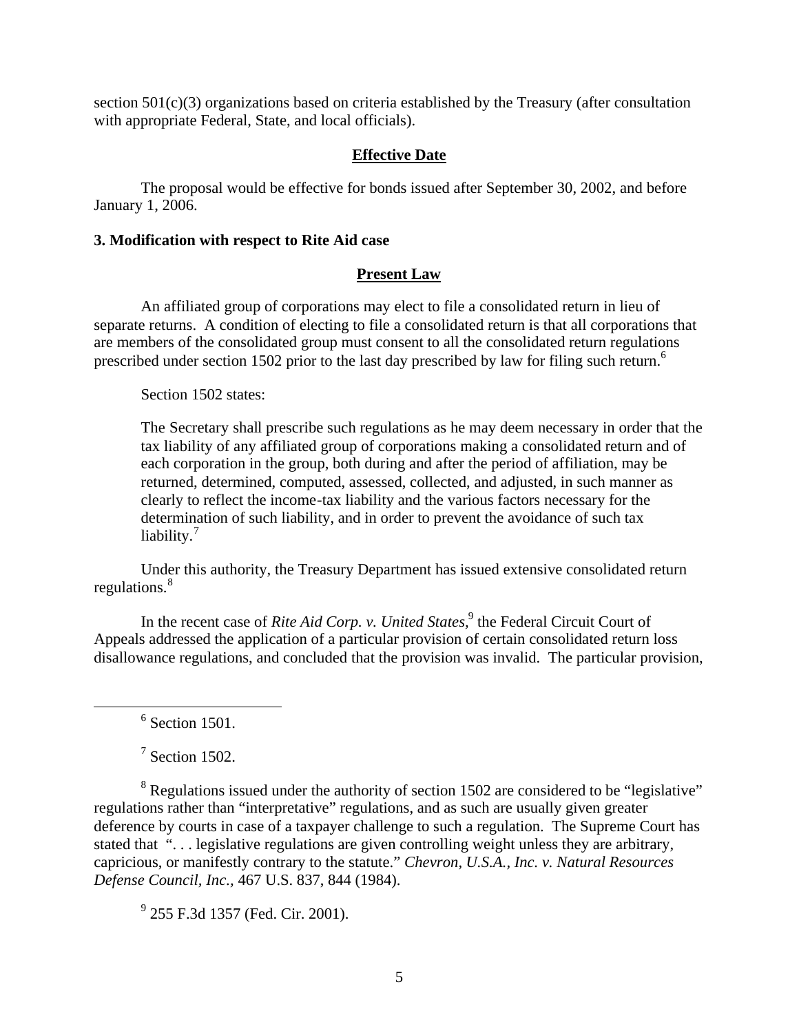section 501(c)(3) organizations based on criteria established by the Treasury (after consultation with appropriate Federal, State, and local officials).

**Effective Date**

The proposal would be effective for bonds issued after September 30, 2002, and before January 1, 2006.

### 3. Modification with respect to Rite Aid case

**Present Law**

An affiliated group of corporations may elect to file a consolidated return in lieu of separate returns. A condition of electing to file a consolidated return is that all corporations that are members of the consolidated group must consent to all the consolidated return regulations prescribed under section 1502 prior to the last day prescribed by law for filing such return.[6]

Section 1502 states:

> The Secretary shall prescribe such regulations as he may deem necessary in order that the tax liability of any affiliated group of corporations making a consolidated return and of each corporation in the group, both during and after the period of affiliation, may be returned, determined, computed, assessed, collected, and adjusted, in such manner as clearly to reflect the income-tax liability and the various factors necessary for the determination of such liability, and in order to prevent the avoidance of such tax liability.[7]

Under this authority, the Treasury Department has issued extensive consolidated return regulations.[8]

In the recent case of *Rite Aid Corp. v. United States*,[9] the Federal Circuit Court of Appeals addressed the application of a particular provision of certain consolidated return loss disallowance regulations, and concluded that the provision was invalid. The particular provision,

---

[6] Section 1501.

[7] Section 1502.

[8] Regulations issued under the authority of section 1502 are considered to be "legislative" regulations rather than "interpretative" regulations, and as such are usually given greater deference by courts in case of a taxpayer challenge to such a regulation. The Supreme Court has stated that ". . . legislative regulations are given controlling weight unless they are arbitrary, capricious, or manifestly contrary to the statute." *Chevron, U.S.A., Inc. v. Natural Resources Defense Council, Inc.*, 467 U.S. 837, 844 (1984).

[9] 255 F.3d 1357 (Fed. Cir. 2001).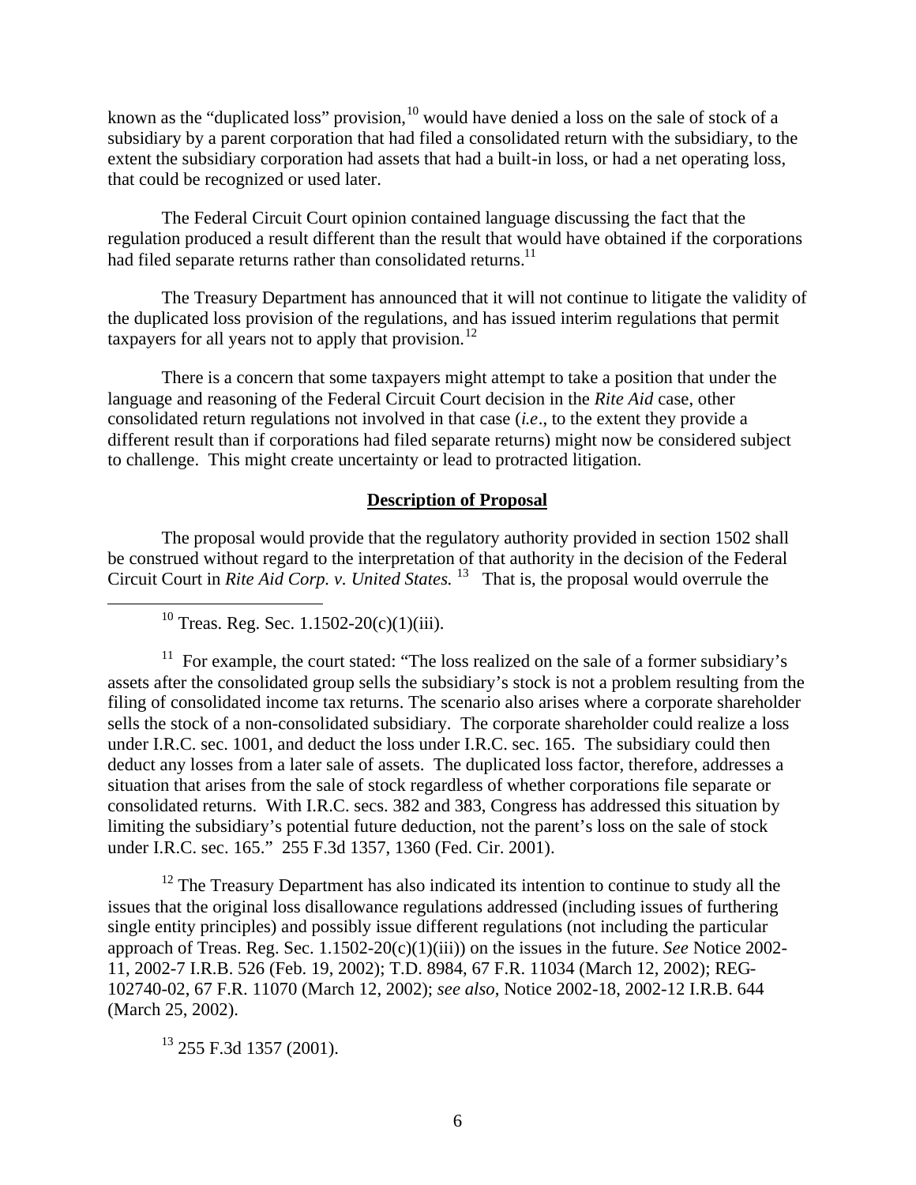known as the "duplicated loss" provision,[10] would have denied a loss on the sale of stock of a subsidiary by a parent corporation that had filed a consolidated return with the subsidiary, to the extent the subsidiary corporation had assets that had a built-in loss, or had a net operating loss, that could be recognized or used later.

The Federal Circuit Court opinion contained language discussing the fact that the regulation produced a result different than the result that would have obtained if the corporations had filed separate returns rather than consolidated returns.[11]

The Treasury Department has announced that it will not continue to litigate the validity of the duplicated loss provision of the regulations, and has issued interim regulations that permit taxpayers for all years not to apply that provision.[12]

There is a concern that some taxpayers might attempt to take a position that under the language and reasoning of the Federal Circuit Court decision in the *Rite Aid* case, other consolidated return regulations not involved in that case (*i.e*., to the extent they provide a different result than if corporations had filed separate returns) might now be considered subject to challenge. This might create uncertainty or lead to protracted litigation.

**Description of Proposal**

The proposal would provide that the regulatory authority provided in section 1502 shall be construed without regard to the interpretation of that authority in the decision of the Federal Circuit Court in *Rite Aid Corp. v. United States.*[13] That is, the proposal would overrule the

---

[10] Treas. Reg. Sec. 1.1502-20(c)(1)(iii).

[11] For example, the court stated: "The loss realized on the sale of a former subsidiary's assets after the consolidated group sells the subsidiary's stock is not a problem resulting from the filing of consolidated income tax returns. The scenario also arises where a corporate shareholder sells the stock of a non-consolidated subsidiary. The corporate shareholder could realize a loss under I.R.C. sec. 1001, and deduct the loss under I.R.C. sec. 165. The subsidiary could then deduct any losses from a later sale of assets. The duplicated loss factor, therefore, addresses a situation that arises from the sale of stock regardless of whether corporations file separate or consolidated returns. With I.R.C. secs. 382 and 383, Congress has addressed this situation by limiting the subsidiary's potential future deduction, not the parent's loss on the sale of stock under I.R.C. sec. 165." 255 F.3d 1357, 1360 (Fed. Cir. 2001).

[12] The Treasury Department has also indicated its intention to continue to study all the issues that the original loss disallowance regulations addressed (including issues of furthering single entity principles) and possibly issue different regulations (not including the particular approach of Treas. Reg. Sec. 1.1502-20(c)(1)(iii)) on the issues in the future. *See* Notice 2002-11, 2002-7 I.R.B. 526 (Feb. 19, 2002); T.D. 8984, 67 F.R. 11034 (March 12, 2002); REG-102740-02, 67 F.R. 11070 (March 12, 2002); *see also*, Notice 2002-18, 2002-12 I.R.B. 644 (March 25, 2002).

[13] 255 F.3d 1357 (2001).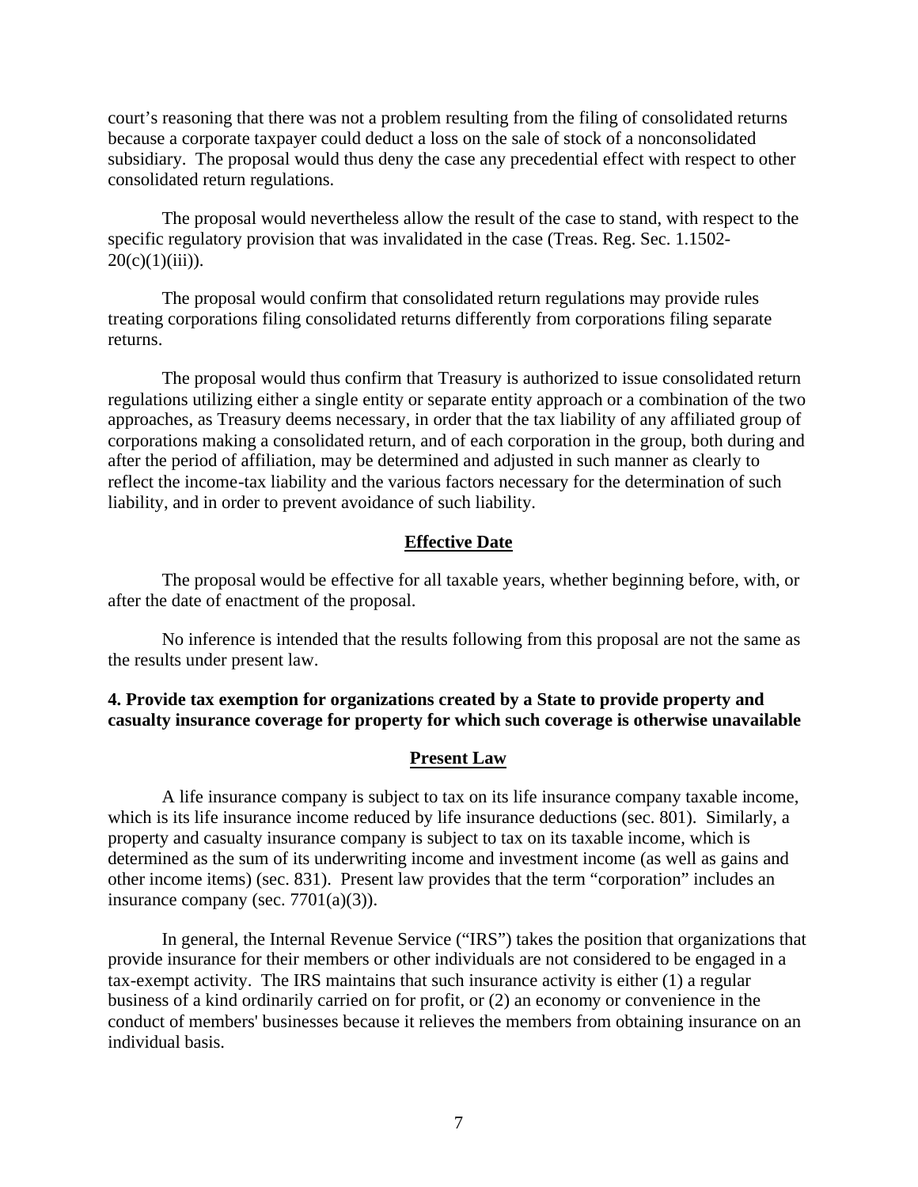court's reasoning that there was not a problem resulting from the filing of consolidated returns because a corporate taxpayer could deduct a loss on the sale of stock of a nonconsolidated subsidiary. The proposal would thus deny the case any precedential effect with respect to other consolidated return regulations.

The proposal would nevertheless allow the result of the case to stand, with respect to the specific regulatory provision that was invalidated in the case (Treas. Reg. Sec. 1.1502-20(c)(1)(iii)).

The proposal would confirm that consolidated return regulations may provide rules treating corporations filing consolidated returns differently from corporations filing separate returns.

The proposal would thus confirm that Treasury is authorized to issue consolidated return regulations utilizing either a single entity or separate entity approach or a combination of the two approaches, as Treasury deems necessary, in order that the tax liability of any affiliated group of corporations making a consolidated return, and of each corporation in the group, both during and after the period of affiliation, may be determined and adjusted in such manner as clearly to reflect the income-tax liability and the various factors necessary for the determination of such liability, and in order to prevent avoidance of such liability.

### Effective Date

The proposal would be effective for all taxable years, whether beginning before, with, or after the date of enactment of the proposal.

No inference is intended that the results following from this proposal are not the same as the results under present law.

## 4. Provide tax exemption for organizations created by a State to provide property and casualty insurance coverage for property for which such coverage is otherwise unavailable

### Present Law

A life insurance company is subject to tax on its life insurance company taxable income, which is its life insurance income reduced by life insurance deductions (sec. 801). Similarly, a property and casualty insurance company is subject to tax on its taxable income, which is determined as the sum of its underwriting income and investment income (as well as gains and other income items) (sec. 831). Present law provides that the term "corporation" includes an insurance company (sec. 7701(a)(3)).

In general, the Internal Revenue Service ("IRS") takes the position that organizations that provide insurance for their members or other individuals are not considered to be engaged in a tax-exempt activity. The IRS maintains that such insurance activity is either (1) a regular business of a kind ordinarily carried on for profit, or (2) an economy or convenience in the conduct of members' businesses because it relieves the members from obtaining insurance on an individual basis.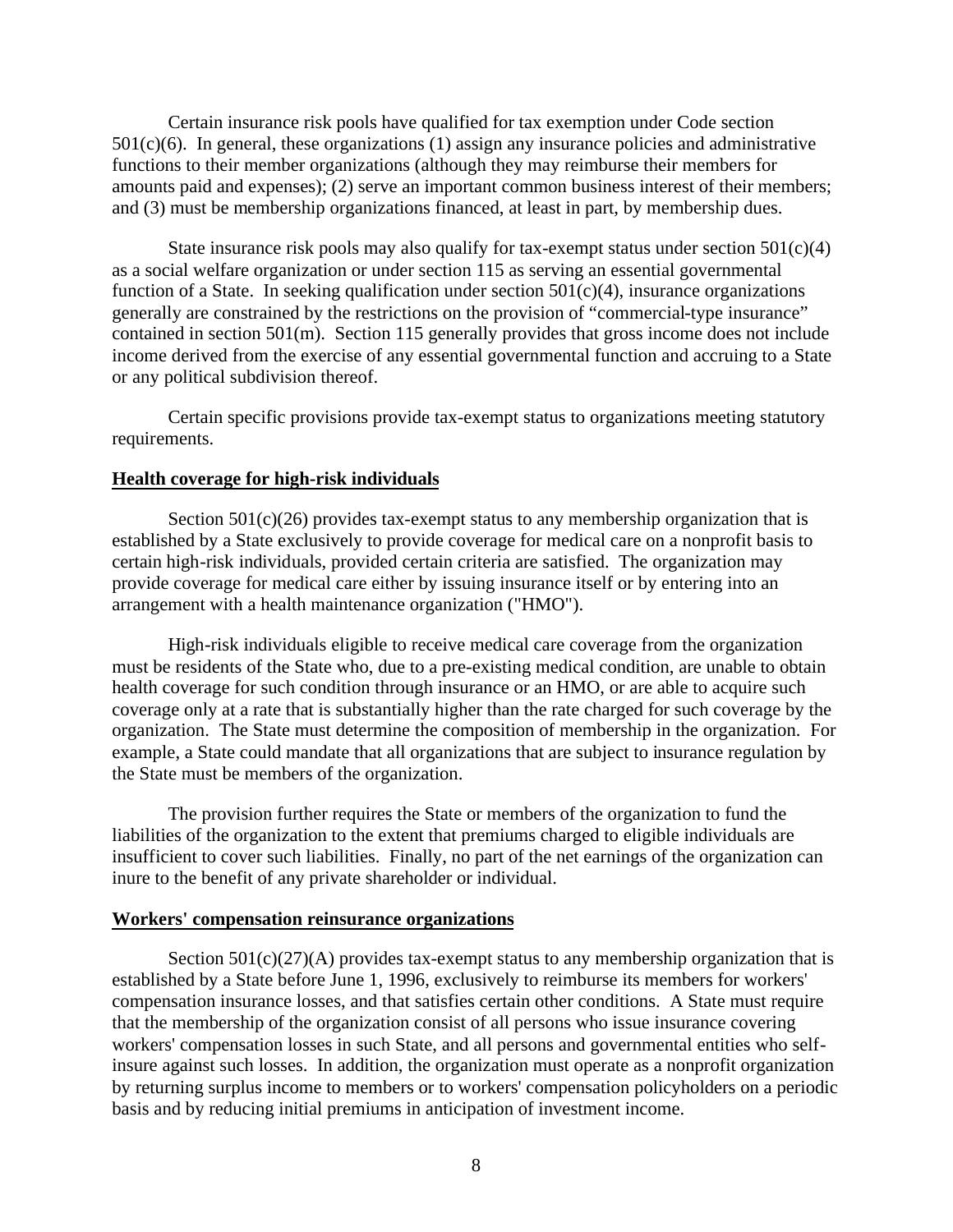Certain insurance risk pools have qualified for tax exemption under Code section 501(c)(6). In general, these organizations (1) assign any insurance policies and administrative functions to their member organizations (although they may reimburse their members for amounts paid and expenses); (2) serve an important common business interest of their members; and (3) must be membership organizations financed, at least in part, by membership dues.

State insurance risk pools may also qualify for tax-exempt status under section 501(c)(4) as a social welfare organization or under section 115 as serving an essential governmental function of a State. In seeking qualification under section 501(c)(4), insurance organizations generally are constrained by the restrictions on the provision of "commercial-type insurance" contained in section 501(m). Section 115 generally provides that gross income does not include income derived from the exercise of any essential governmental function and accruing to a State or any political subdivision thereof.

Certain specific provisions provide tax-exempt status to organizations meeting statutory requirements.

**Health coverage for high-risk individuals**

Section 501(c)(26) provides tax-exempt status to any membership organization that is established by a State exclusively to provide coverage for medical care on a nonprofit basis to certain high-risk individuals, provided certain criteria are satisfied. The organization may provide coverage for medical care either by issuing insurance itself or by entering into an arrangement with a health maintenance organization ("HMO").

High-risk individuals eligible to receive medical care coverage from the organization must be residents of the State who, due to a pre-existing medical condition, are unable to obtain health coverage for such condition through insurance or an HMO, or are able to acquire such coverage only at a rate that is substantially higher than the rate charged for such coverage by the organization. The State must determine the composition of membership in the organization. For example, a State could mandate that all organizations that are subject to insurance regulation by the State must be members of the organization.

The provision further requires the State or members of the organization to fund the liabilities of the organization to the extent that premiums charged to eligible individuals are insufficient to cover such liabilities. Finally, no part of the net earnings of the organization can inure to the benefit of any private shareholder or individual.

**Workers' compensation reinsurance organizations**

Section 501(c)(27)(A) provides tax-exempt status to any membership organization that is established by a State before June 1, 1996, exclusively to reimburse its members for workers' compensation insurance losses, and that satisfies certain other conditions. A State must require that the membership of the organization consist of all persons who issue insurance covering workers' compensation losses in such State, and all persons and governmental entities who self-insure against such losses. In addition, the organization must operate as a nonprofit organization by returning surplus income to members or to workers' compensation policyholders on a periodic basis and by reducing initial premiums in anticipation of investment income.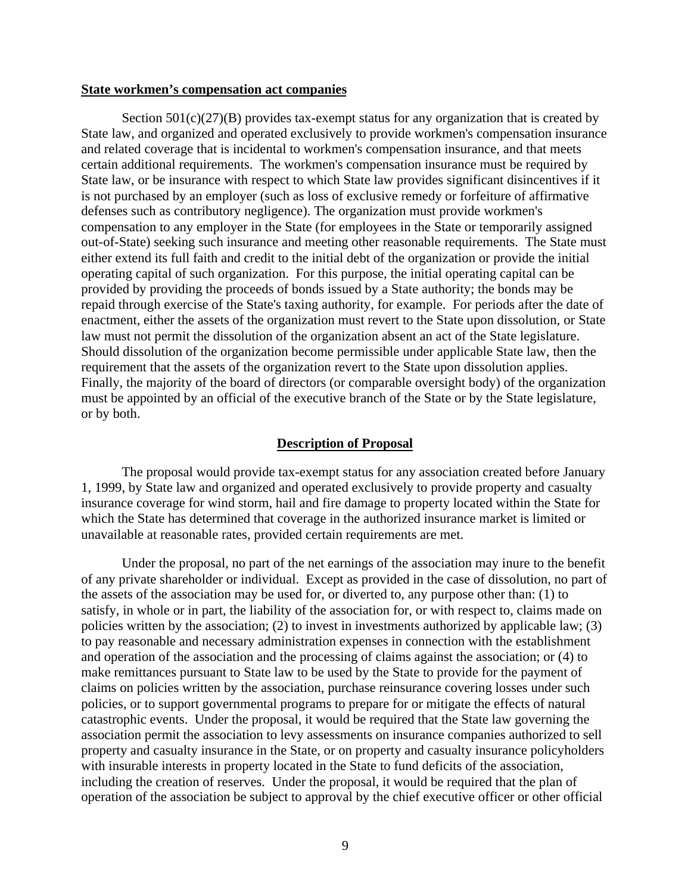**State workmen's compensation act companies**

Section 501(c)(27)(B) provides tax-exempt status for any organization that is created by State law, and organized and operated exclusively to provide workmen's compensation insurance and related coverage that is incidental to workmen's compensation insurance, and that meets certain additional requirements. The workmen's compensation insurance must be required by State law, or be insurance with respect to which State law provides significant disincentives if it is not purchased by an employer (such as loss of exclusive remedy or forfeiture of affirmative defenses such as contributory negligence). The organization must provide workmen's compensation to any employer in the State (for employees in the State or temporarily assigned out-of-State) seeking such insurance and meeting other reasonable requirements. The State must either extend its full faith and credit to the initial debt of the organization or provide the initial operating capital of such organization. For this purpose, the initial operating capital can be provided by providing the proceeds of bonds issued by a State authority; the bonds may be repaid through exercise of the State's taxing authority, for example. For periods after the date of enactment, either the assets of the organization must revert to the State upon dissolution, or State law must not permit the dissolution of the organization absent an act of the State legislature. Should dissolution of the organization become permissible under applicable State law, then the requirement that the assets of the organization revert to the State upon dissolution applies. Finally, the majority of the board of directors (or comparable oversight body) of the organization must be appointed by an official of the executive branch of the State or by the State legislature, or by both.

## Description of Proposal

The proposal would provide tax-exempt status for any association created before January 1, 1999, by State law and organized and operated exclusively to provide property and casualty insurance coverage for wind storm, hail and fire damage to property located within the State for which the State has determined that coverage in the authorized insurance market is limited or unavailable at reasonable rates, provided certain requirements are met.

Under the proposal, no part of the net earnings of the association may inure to the benefit of any private shareholder or individual. Except as provided in the case of dissolution, no part of the assets of the association may be used for, or diverted to, any purpose other than: (1) to satisfy, in whole or in part, the liability of the association for, or with respect to, claims made on policies written by the association; (2) to invest in investments authorized by applicable law; (3) to pay reasonable and necessary administration expenses in connection with the establishment and operation of the association and the processing of claims against the association; or (4) to make remittances pursuant to State law to be used by the State to provide for the payment of claims on policies written by the association, purchase reinsurance covering losses under such policies, or to support governmental programs to prepare for or mitigate the effects of natural catastrophic events. Under the proposal, it would be required that the State law governing the association permit the association to levy assessments on insurance companies authorized to sell property and casualty insurance in the State, or on property and casualty insurance policyholders with insurable interests in property located in the State to fund deficits of the association, including the creation of reserves. Under the proposal, it would be required that the plan of operation of the association be subject to approval by the chief executive officer or other official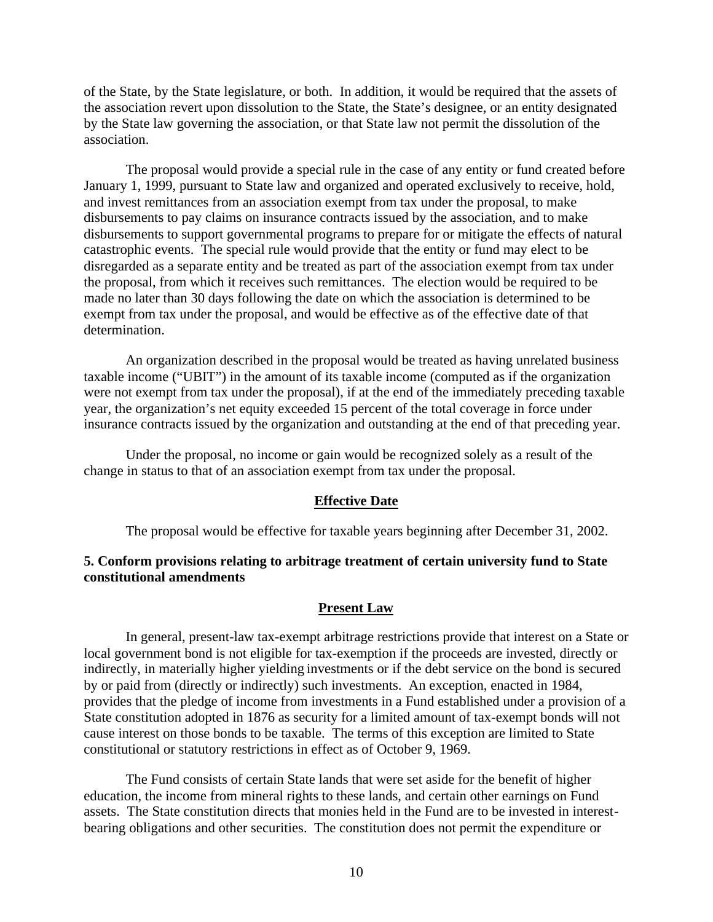of the State, by the State legislature, or both. In addition, it would be required that the assets of the association revert upon dissolution to the State, the State's designee, or an entity designated by the State law governing the association, or that State law not permit the dissolution of the association.

The proposal would provide a special rule in the case of any entity or fund created before January 1, 1999, pursuant to State law and organized and operated exclusively to receive, hold, and invest remittances from an association exempt from tax under the proposal, to make disbursements to pay claims on insurance contracts issued by the association, and to make disbursements to support governmental programs to prepare for or mitigate the effects of natural catastrophic events. The special rule would provide that the entity or fund may elect to be disregarded as a separate entity and be treated as part of the association exempt from tax under the proposal, from which it receives such remittances. The election would be required to be made no later than 30 days following the date on which the association is determined to be exempt from tax under the proposal, and would be effective as of the effective date of that determination.

An organization described in the proposal would be treated as having unrelated business taxable income ("UBIT") in the amount of its taxable income (computed as if the organization were not exempt from tax under the proposal), if at the end of the immediately preceding taxable year, the organization's net equity exceeded 15 percent of the total coverage in force under insurance contracts issued by the organization and outstanding at the end of that preceding year.

Under the proposal, no income or gain would be recognized solely as a result of the change in status to that of an association exempt from tax under the proposal.

**Effective Date**

The proposal would be effective for taxable years beginning after December 31, 2002.

### 5. Conform provisions relating to arbitrage treatment of certain university fund to State constitutional amendments

**Present Law**

In general, present-law tax-exempt arbitrage restrictions provide that interest on a State or local government bond is not eligible for tax-exemption if the proceeds are invested, directly or indirectly, in materially higher yielding investments or if the debt service on the bond is secured by or paid from (directly or indirectly) such investments. An exception, enacted in 1984, provides that the pledge of income from investments in a Fund established under a provision of a State constitution adopted in 1876 as security for a limited amount of tax-exempt bonds will not cause interest on those bonds to be taxable. The terms of this exception are limited to State constitutional or statutory restrictions in effect as of October 9, 1969.

The Fund consists of certain State lands that were set aside for the benefit of higher education, the income from mineral rights to these lands, and certain other earnings on Fund assets. The State constitution directs that monies held in the Fund are to be invested in interest-bearing obligations and other securities. The constitution does not permit the expenditure or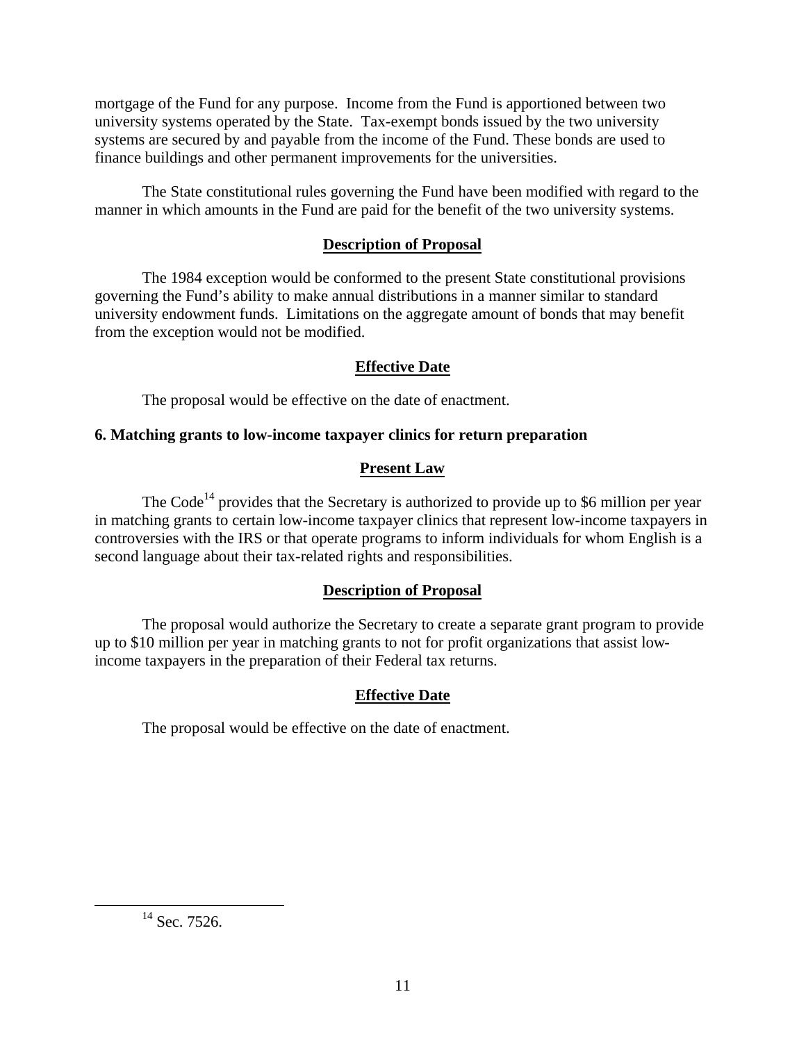mortgage of the Fund for any purpose. Income from the Fund is apportioned between two university systems operated by the State. Tax-exempt bonds issued by the two university systems are secured by and payable from the income of the Fund. These bonds are used to finance buildings and other permanent improvements for the universities.

The State constitutional rules governing the Fund have been modified with regard to the manner in which amounts in the Fund are paid for the benefit of the two university systems.

**Description of Proposal**

The 1984 exception would be conformed to the present State constitutional provisions governing the Fund's ability to make annual distributions in a manner similar to standard university endowment funds. Limitations on the aggregate amount of bonds that may benefit from the exception would not be modified.

**Effective Date**

The proposal would be effective on the date of enactment.

### 6. Matching grants to low-income taxpayer clinics for return preparation

**Present Law**

The Code[14] provides that the Secretary is authorized to provide up to $6 million per year in matching grants to certain low-income taxpayer clinics that represent low-income taxpayers in controversies with the IRS or that operate programs to inform individuals for whom English is a second language about their tax-related rights and responsibilities.

**Description of Proposal**

The proposal would authorize the Secretary to create a separate grant program to provide up to $10 million per year in matching grants to not for profit organizations that assist low-income taxpayers in the preparation of their Federal tax returns.

**Effective Date**

The proposal would be effective on the date of enactment.

---

[14] Sec. 7526.